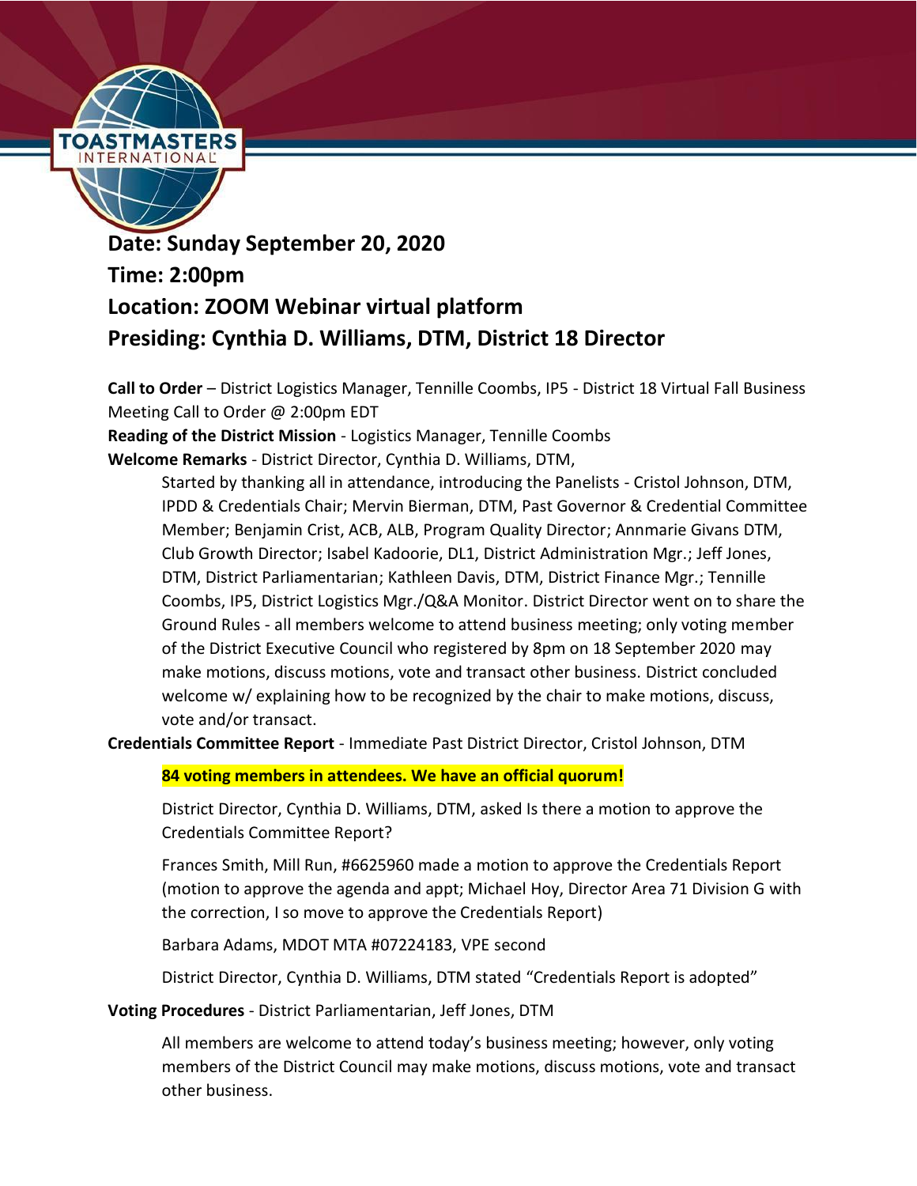**Date: Sunday September 20, 2020**

**Time: 2:00pm**

**Location: ZOOM Webinar virtual platform**

**Presiding: Cynthia D. Williams, DTM, District 18 Director**

**Call to Order** – District Logistics Manager, Tennille Coombs, IP5 - District 18 Virtual Fall Business Meeting Call to Order @ 2:00pm EDT

**Reading of the District Mission** - Logistics Manager, Tennille Coombs

**Welcome Remarks** - District Director, Cynthia D. Williams, DTM,

> Started by thanking all in attendance, introducing the Panelists - Cristol Johnson, DTM, IPDD & Credentials Chair; Mervin Bierman, DTM, Past Governor & Credential Committee Member; Benjamin Crist, ACB, ALB, Program Quality Director; Annmarie Givans DTM, Club Growth Director; Isabel Kadoorie, DL1, District Administration Mgr.; Jeff Jones, DTM, District Parliamentarian; Kathleen Davis, DTM, District Finance Mgr.; Tennille Coombs, IP5, District Logistics Mgr./Q&A Monitor. District Director went on to share the Ground Rules - all members welcome to attend business meeting; only voting member of the District Executive Council who registered by 8pm on 18 September 2020 may make motions, discuss motions, vote and transact other business. District concluded welcome w/ explaining how to be recognized by the chair to make motions, discuss, vote and/or transact.

**Credentials Committee Report** - Immediate Past District Director, Cristol Johnson, DTM

> **84 voting members in attendees. We have an official quorum!**
>
> District Director, Cynthia D. Williams, DTM, asked Is there a motion to approve the Credentials Committee Report?
>
> Frances Smith, Mill Run, #6625960 made a motion to approve the Credentials Report (motion to approve the agenda and appt; Michael Hoy, Director Area 71 Division G with the correction, I so move to approve the Credentials Report)
>
> Barbara Adams, MDOT MTA #07224183, VPE second
>
> District Director, Cynthia D. Williams, DTM stated "Credentials Report is adopted"

**Voting Procedures** - District Parliamentarian, Jeff Jones, DTM

> All members are welcome to attend today's business meeting; however, only voting members of the District Council may make motions, discuss motions, vote and transact other business.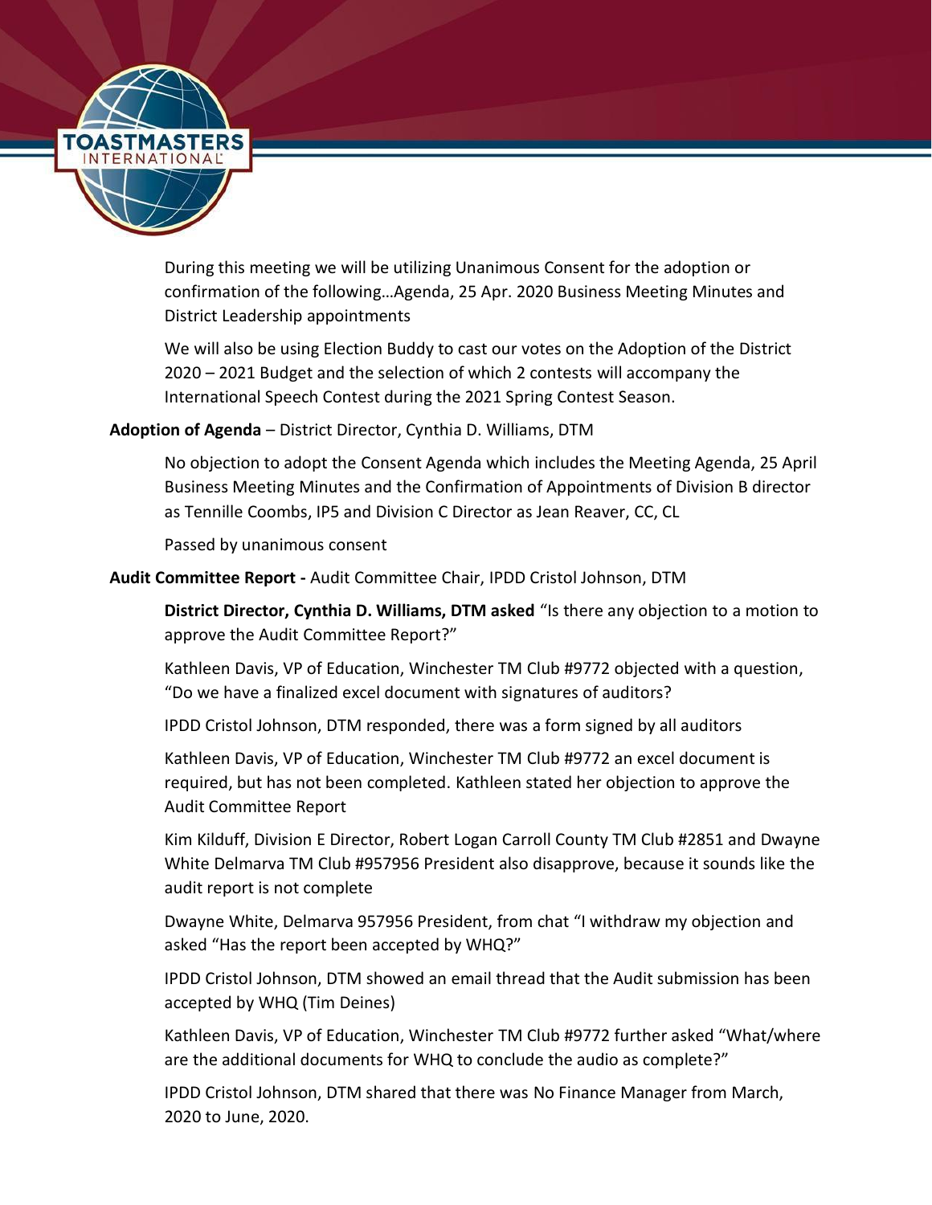During this meeting we will be utilizing Unanimous Consent for the adoption or confirmation of the following…Agenda, 25 Apr. 2020 Business Meeting Minutes and District Leadership appointments

We will also be using Election Buddy to cast our votes on the Adoption of the District 2020 – 2021 Budget and the selection of which 2 contests will accompany the International Speech Contest during the 2021 Spring Contest Season.

**Adoption of Agenda** – District Director, Cynthia D. Williams, DTM

No objection to adopt the Consent Agenda which includes the Meeting Agenda, 25 April Business Meeting Minutes and the Confirmation of Appointments of Division B director as Tennille Coombs, IP5 and Division C Director as Jean Reaver, CC, CL

Passed by unanimous consent

**Audit Committee Report -** Audit Committee Chair, IPDD Cristol Johnson, DTM

**District Director, Cynthia D. Williams, DTM asked** "Is there any objection to a motion to approve the Audit Committee Report?"

Kathleen Davis, VP of Education, Winchester TM Club #9772 objected with a question, "Do we have a finalized excel document with signatures of auditors?

IPDD Cristol Johnson, DTM responded, there was a form signed by all auditors

Kathleen Davis, VP of Education, Winchester TM Club #9772 an excel document is required, but has not been completed. Kathleen stated her objection to approve the Audit Committee Report

Kim Kilduff, Division E Director, Robert Logan Carroll County TM Club #2851 and Dwayne White Delmarva TM Club #957956 President also disapprove, because it sounds like the audit report is not complete

Dwayne White, Delmarva 957956 President, from chat "I withdraw my objection and asked "Has the report been accepted by WHQ?"

IPDD Cristol Johnson, DTM showed an email thread that the Audit submission has been accepted by WHQ (Tim Deines)

Kathleen Davis, VP of Education, Winchester TM Club #9772 further asked "What/where are the additional documents for WHQ to conclude the audio as complete?"

IPDD Cristol Johnson, DTM shared that there was No Finance Manager from March, 2020 to June, 2020.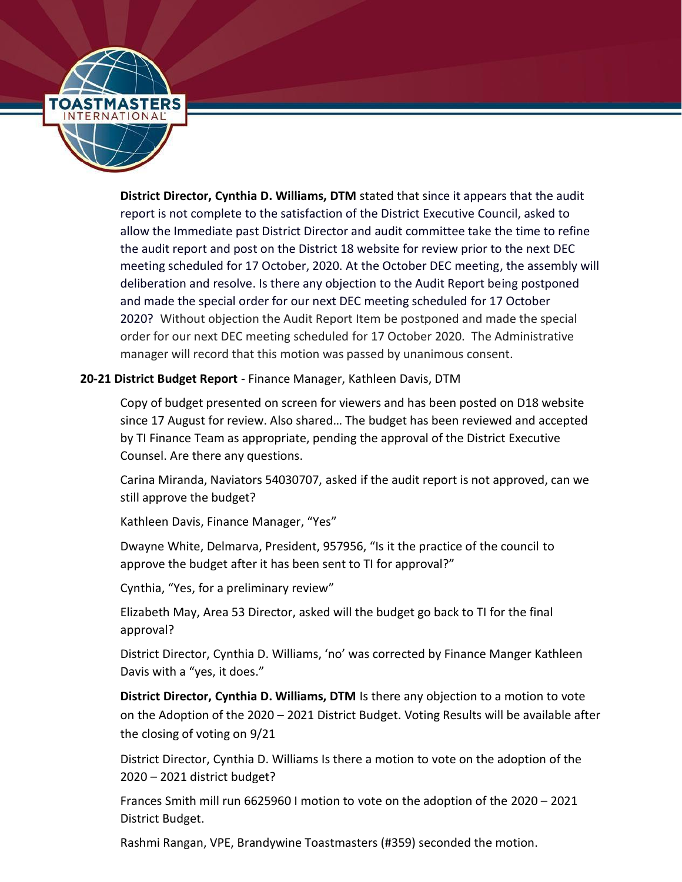**District Director, Cynthia D. Williams, DTM** stated that since it appears that the audit report is not complete to the satisfaction of the District Executive Council, asked to allow the Immediate past District Director and audit committee take the time to refine the audit report and post on the District 18 website for review prior to the next DEC meeting scheduled for 17 October, 2020. At the October DEC meeting, the assembly will deliberation and resolve. Is there any objection to the Audit Report being postponed and made the special order for our next DEC meeting scheduled for 17 October 2020? Without objection the Audit Report Item be postponed and made the special order for our next DEC meeting scheduled for 17 October 2020. The Administrative manager will record that this motion was passed by unanimous consent.

**20-21 District Budget Report** - Finance Manager, Kathleen Davis, DTM

Copy of budget presented on screen for viewers and has been posted on D18 website since 17 August for review. Also shared… The budget has been reviewed and accepted by TI Finance Team as appropriate, pending the approval of the District Executive Counsel. Are there any questions.

Carina Miranda, Naviators 54030707, asked if the audit report is not approved, can we still approve the budget?

Kathleen Davis, Finance Manager, "Yes"

Dwayne White, Delmarva, President, 957956, "Is it the practice of the council to approve the budget after it has been sent to TI for approval?"

Cynthia, "Yes, for a preliminary review"

Elizabeth May, Area 53 Director, asked will the budget go back to TI for the final approval?

District Director, Cynthia D. Williams, 'no' was corrected by Finance Manger Kathleen Davis with a "yes, it does."

**District Director, Cynthia D. Williams, DTM** Is there any objection to a motion to vote on the Adoption of the 2020 – 2021 District Budget. Voting Results will be available after the closing of voting on 9/21

District Director, Cynthia D. Williams Is there a motion to vote on the adoption of the 2020 – 2021 district budget?

Frances Smith mill run 6625960 I motion to vote on the adoption of the 2020 – 2021 District Budget.

Rashmi Rangan, VPE, Brandywine Toastmasters (#359) seconded the motion.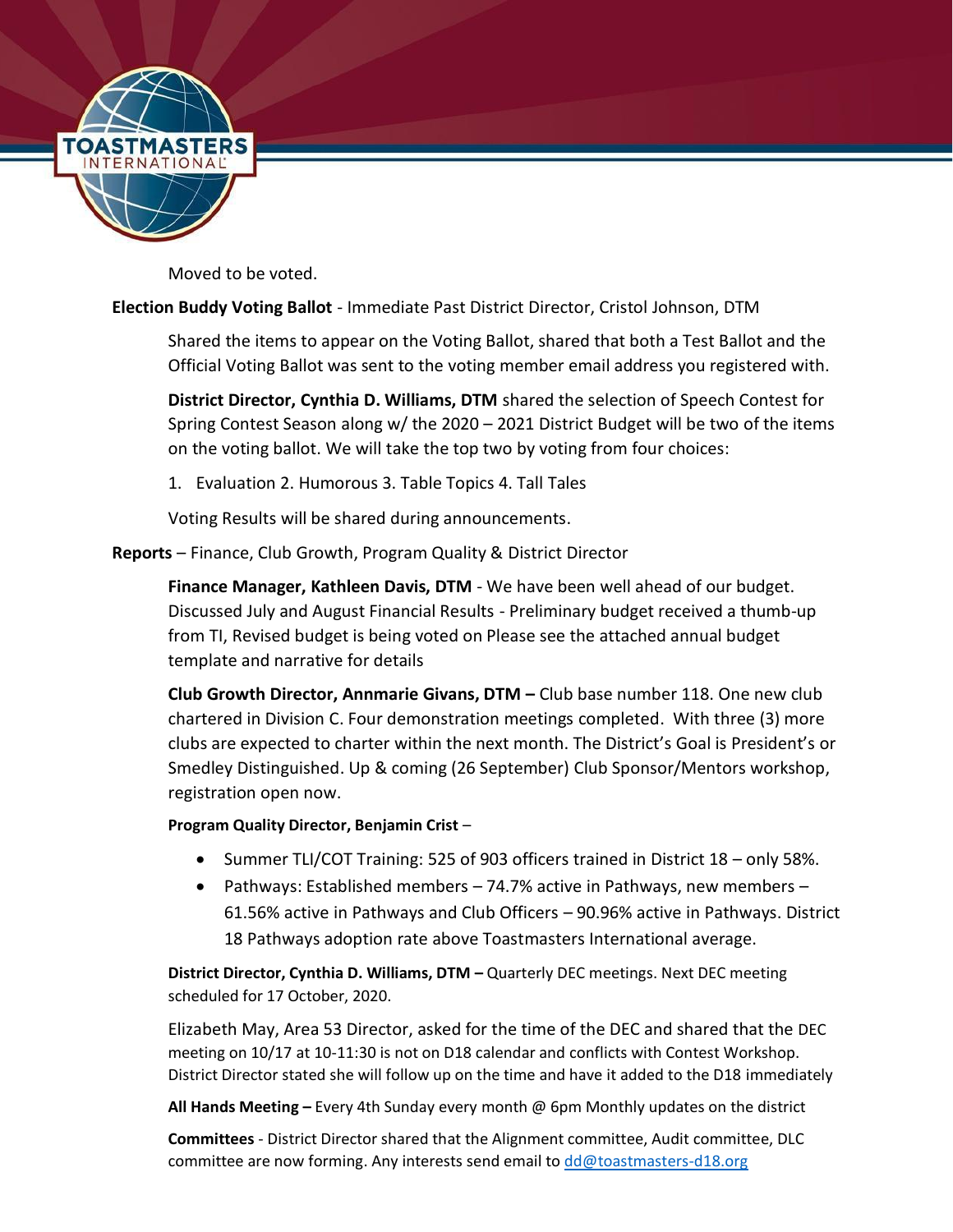Moved to be voted.

**Election Buddy Voting Ballot** - Immediate Past District Director, Cristol Johnson, DTM

Shared the items to appear on the Voting Ballot, shared that both a Test Ballot and the Official Voting Ballot was sent to the voting member email address you registered with.

**District Director, Cynthia D. Williams, DTM** shared the selection of Speech Contest for Spring Contest Season along w/ the 2020 – 2021 District Budget will be two of the items on the voting ballot. We will take the top two by voting from four choices:

1. Evaluation 2. Humorous 3. Table Topics 4. Tall Tales

Voting Results will be shared during announcements.

**Reports** – Finance, Club Growth, Program Quality & District Director

**Finance Manager, Kathleen Davis, DTM** - We have been well ahead of our budget. Discussed July and August Financial Results - Preliminary budget received a thumb-up from TI, Revised budget is being voted on Please see the attached annual budget template and narrative for details

**Club Growth Director, Annmarie Givans, DTM –** Club base number 118. One new club chartered in Division C. Four demonstration meetings completed. With three (3) more clubs are expected to charter within the next month. The District's Goal is President's or Smedley Distinguished. Up & coming (26 September) Club Sponsor/Mentors workshop, registration open now.

**Program Quality Director, Benjamin Crist** –

- Summer TLI/COT Training: 525 of 903 officers trained in District 18 – only 58%.
- Pathways: Established members – 74.7% active in Pathways, new members – 61.56% active in Pathways and Club Officers – 90.96% active in Pathways. District 18 Pathways adoption rate above Toastmasters International average.

**District Director, Cynthia D. Williams, DTM –** Quarterly DEC meetings. Next DEC meeting scheduled for 17 October, 2020.

Elizabeth May, Area 53 Director, asked for the time of the DEC and shared that the DEC meeting on 10/17 at 10-11:30 is not on D18 calendar and conflicts with Contest Workshop. District Director stated she will follow up on the time and have it added to the D18 immediately

**All Hands Meeting –** Every 4th Sunday every month @ 6pm Monthly updates on the district

**Committees** - District Director shared that the Alignment committee, Audit committee, DLC committee are now forming. Any interests send email to [dd@toastmasters-d18.org](mailto:dd@toastmasters-d18.org)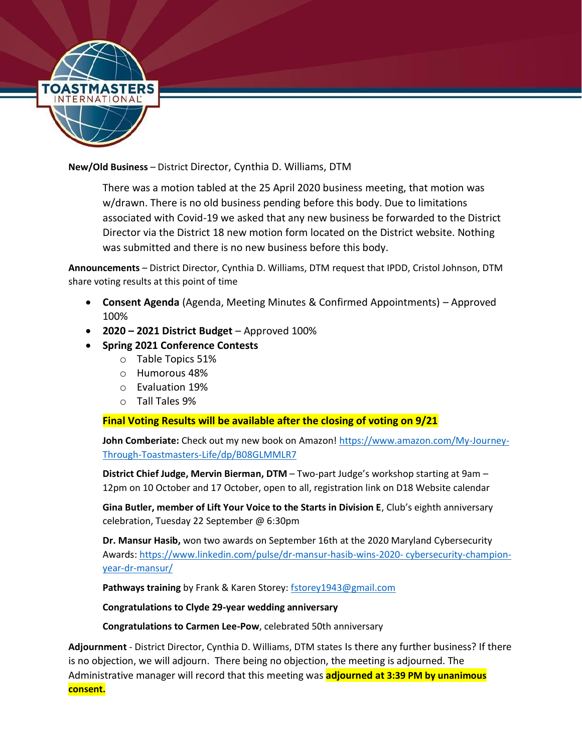**New/Old Business** – District Director, Cynthia D. Williams, DTM

There was a motion tabled at the 25 April 2020 business meeting, that motion was w/drawn. There is no old business pending before this body. Due to limitations associated with Covid-19 we asked that any new business be forwarded to the District Director via the District 18 new motion form located on the District website. Nothing was submitted and there is no new business before this body.

**Announcements** – District Director, Cynthia D. Williams, DTM request that IPDD, Cristol Johnson, DTM share voting results at this point of time

- **Consent Agenda** (Agenda, Meeting Minutes & Confirmed Appointments) – Approved 100%
- **2020 – 2021 District Budget** – Approved 100%
- **Spring 2021 Conference Contests**
  - Table Topics 51%
  - Humorous 48%
  - Evaluation 19%
  - Tall Tales 9%

**Final Voting Results will be available after the closing of voting on 9/21**

**John Comberiate:** Check out my new book on Amazon! https://www.amazon.com/My-Journey-Through-Toastmasters-Life/dp/B08GLMMLR7

**District Chief Judge, Mervin Bierman, DTM** – Two-part Judge's workshop starting at 9am – 12pm on 10 October and 17 October, open to all, registration link on D18 Website calendar

**Gina Butler, member of Lift Your Voice to the Starts in Division E**, Club's eighth anniversary celebration, Tuesday 22 September @ 6:30pm

**Dr. Mansur Hasib,** won two awards on September 16th at the 2020 Maryland Cybersecurity Awards: https://www.linkedin.com/pulse/dr-mansur-hasib-wins-2020- cybersecurity-champion-year-dr-mansur/

**Pathways training** by Frank & Karen Storey: fstorey1943@gmail.com

**Congratulations to Clyde 29-year wedding anniversary**

**Congratulations to Carmen Lee-Pow**, celebrated 50th anniversary

**Adjournment** - District Director, Cynthia D. Williams, DTM states Is there any further business? If there is no objection, we will adjourn. There being no objection, the meeting is adjourned. The Administrative manager will record that this meeting was **adjourned at 3:39 PM by unanimous consent.**